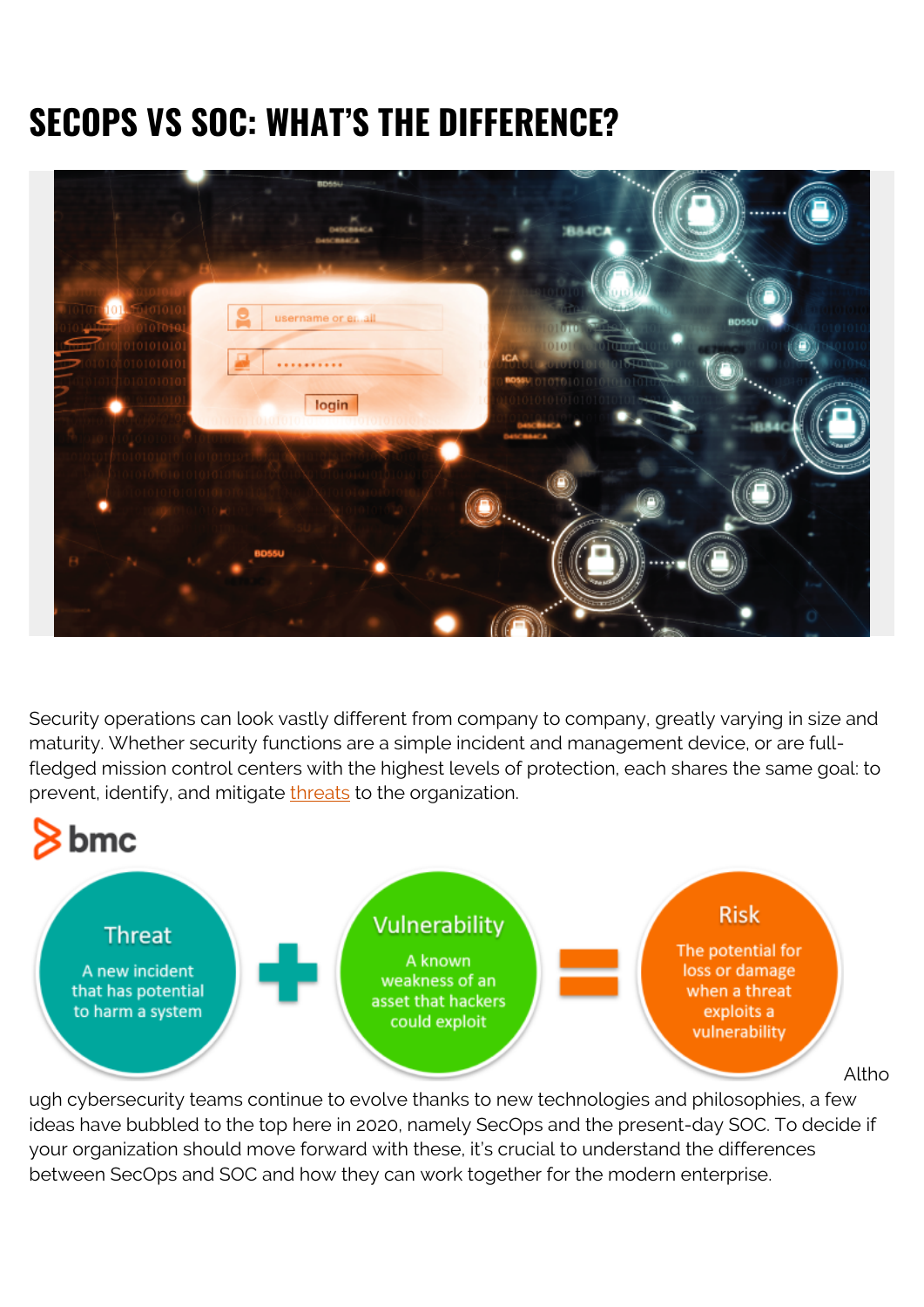# SECOPS VS SOC: WHAT'S THE DIFFERENCE?

Security operations can look vastly different from company to company, greatly varying in size and maturity. Whether security functions are a simple incident and management device, or are full-fledged mission control centers with the highest levels of protection, each shares the same goal: to prevent, identify, and mitigate threats to the organization.

Although cybersecurity teams continue to evolve thanks to new technologies and philosophies, a few ideas have bubbled to the top here in 2020, namely SecOps and the present-day SOC. To decide if your organization should move forward with these, it's crucial to understand the differences between SecOps and SOC and how they can work together for the modern enterprise.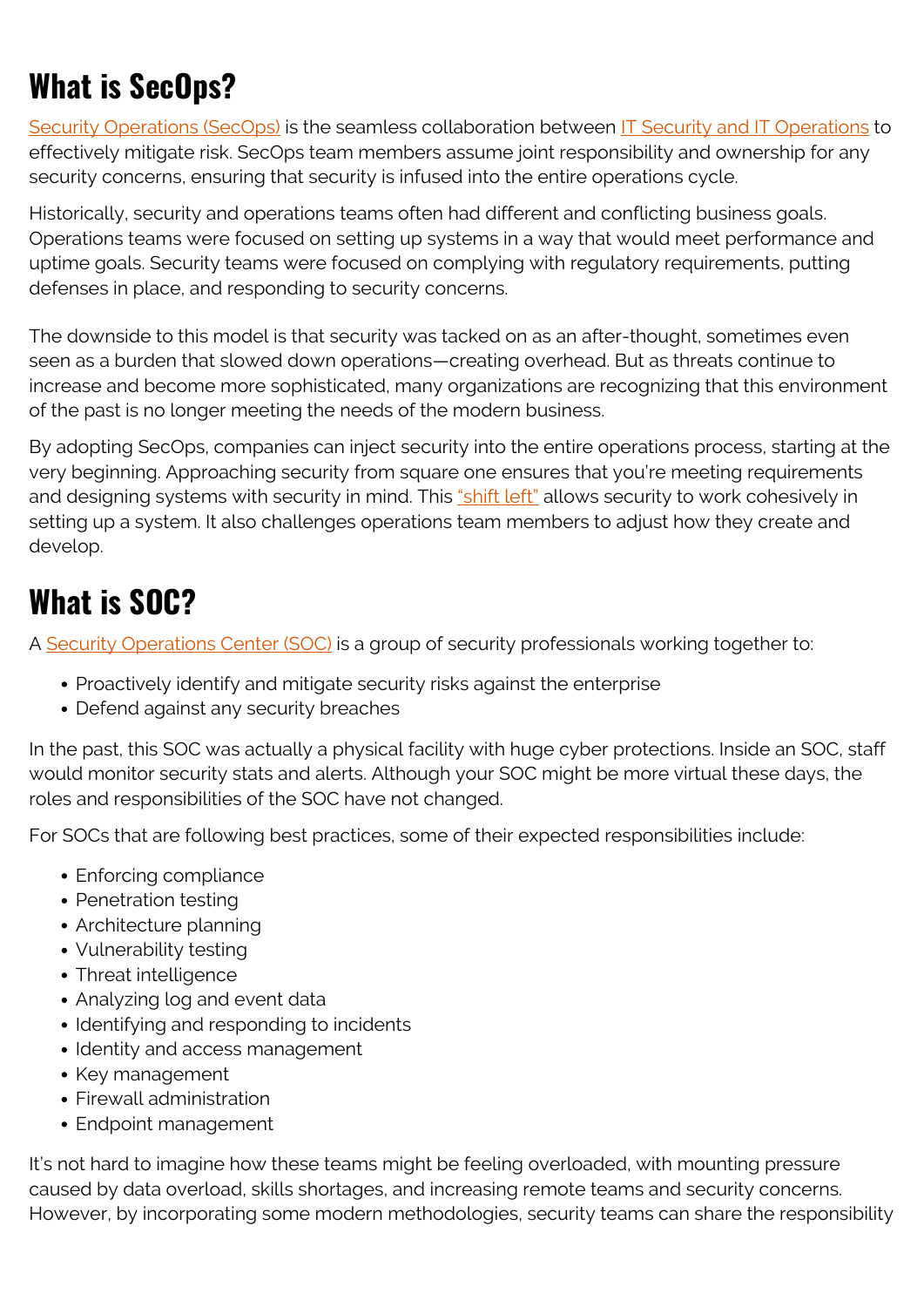# What is SecOps?

Security Operations (SecOps) is the seamless collaboration between IT Security and IT Operations to effectively mitigate risk. SecOps team members assume joint responsibility and ownership for any security concerns, ensuring that security is infused into the entire operations cycle.

Historically, security and operations teams often had different and conflicting business goals. Operations teams were focused on setting up systems in a way that would meet performance and uptime goals. Security teams were focused on complying with regulatory requirements, putting defenses in place, and responding to security concerns.

The downside to this model is that security was tacked on as an after-thought, sometimes even seen as a burden that slowed down operations—creating overhead. But as threats continue to increase and become more sophisticated, many organizations are recognizing that this environment of the past is no longer meeting the needs of the modern business.

By adopting SecOps, companies can inject security into the entire operations process, starting at the very beginning. Approaching security from square one ensures that you're meeting requirements and designing systems with security in mind. This "shift left" allows security to work cohesively in setting up a system. It also challenges operations team members to adjust how they create and develop.

# What is SOC?

A Security Operations Center (SOC) is a group of security professionals working together to:

- Proactively identify and mitigate security risks against the enterprise
- Defend against any security breaches

In the past, this SOC was actually a physical facility with huge cyber protections. Inside an SOC, staff would monitor security stats and alerts. Although your SOC might be more virtual these days, the roles and responsibilities of the SOC have not changed.

For SOCs that are following best practices, some of their expected responsibilities include:

- Enforcing compliance
- Penetration testing
- Architecture planning
- Vulnerability testing
- Threat intelligence
- Analyzing log and event data
- Identifying and responding to incidents
- Identity and access management
- Key management
- Firewall administration
- Endpoint management

It's not hard to imagine how these teams might be feeling overloaded, with mounting pressure caused by data overload, skills shortages, and increasing remote teams and security concerns. However, by incorporating some modern methodologies, security teams can share the responsibility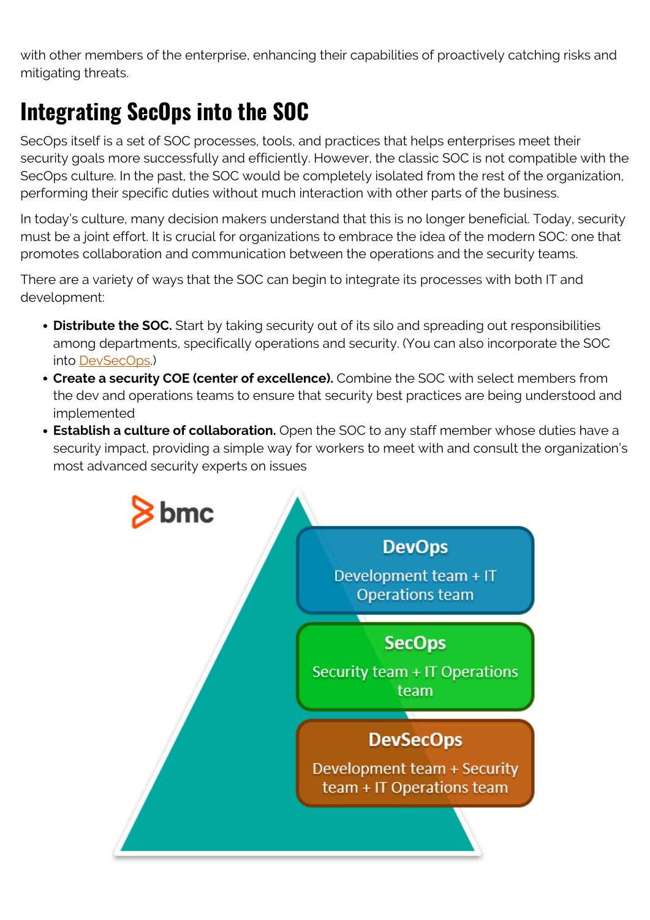with other members of the enterprise, enhancing their capabilities of proactively catching risks and mitigating threats.

## Integrating SecOps into the SOC

SecOps itself is a set of SOC processes, tools, and practices that helps enterprises meet their security goals more successfully and efficiently. However, the classic SOC is not compatible with the SecOps culture. In the past, the SOC would be completely isolated from the rest of the organization, performing their specific duties without much interaction with other parts of the business.

In today's culture, many decision makers understand that this is no longer beneficial. Today, security must be a joint effort. It is crucial for organizations to embrace the idea of the modern SOC: one that promotes collaboration and communication between the operations and the security teams.

There are a variety of ways that the SOC can begin to integrate its processes with both IT and development:

- **Distribute the SOC.** Start by taking security out of its silo and spreading out responsibilities among departments, specifically operations and security. (You can also incorporate the SOC into DevSecOps.)
- **Create a security COE (center of excellence).** Combine the SOC with select members from the dev and operations teams to ensure that security best practices are being understood and implemented
- **Establish a culture of collaboration.** Open the SOC to any staff member whose duties have a security impact, providing a simple way for workers to meet with and consult the organization's most advanced security experts on issues

bmc

**DevOps**
Development team + IT Operations team

**SecOps**
Security team + IT Operations team

**DevSecOps**
Development team + Security team + IT Operations team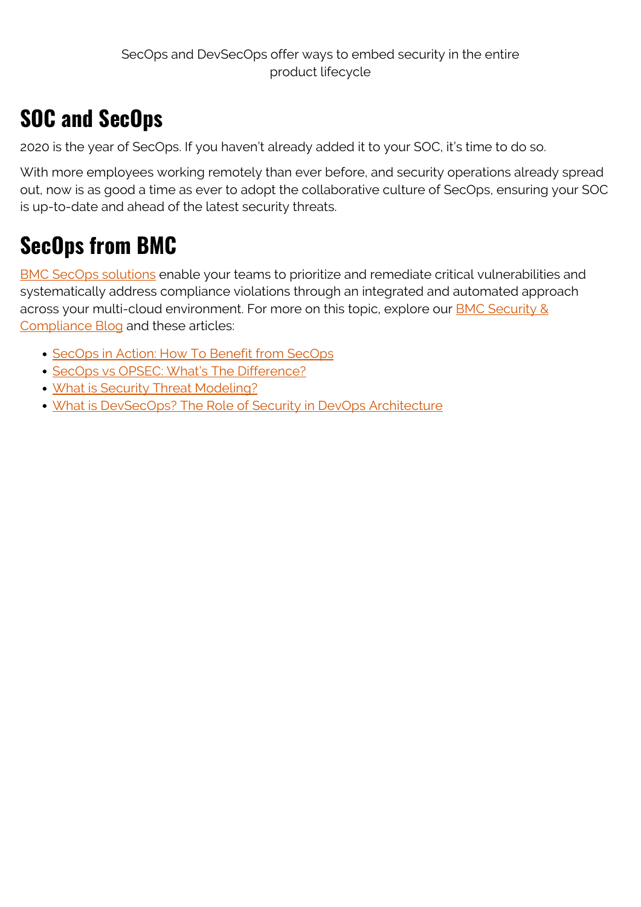SecOps and DevSecOps offer ways to embed security in the entire product lifecycle

## SOC and SecOps

2020 is the year of SecOps. If you haven't already added it to your SOC, it's time to do so.

With more employees working remotely than ever before, and security operations already spread out, now is as good a time as ever to adopt the collaborative culture of SecOps, ensuring your SOC is up-to-date and ahead of the latest security threats.

## SecOps from BMC

BMC SecOps solutions enable your teams to prioritize and remediate critical vulnerabilities and systematically address compliance violations through an integrated and automated approach across your multi-cloud environment. For more on this topic, explore our BMC Security & Compliance Blog and these articles:

- SecOps in Action: How To Benefit from SecOps
- SecOps vs OPSEC: What's The Difference?
- What is Security Threat Modeling?
- What is DevSecOps? The Role of Security in DevOps Architecture